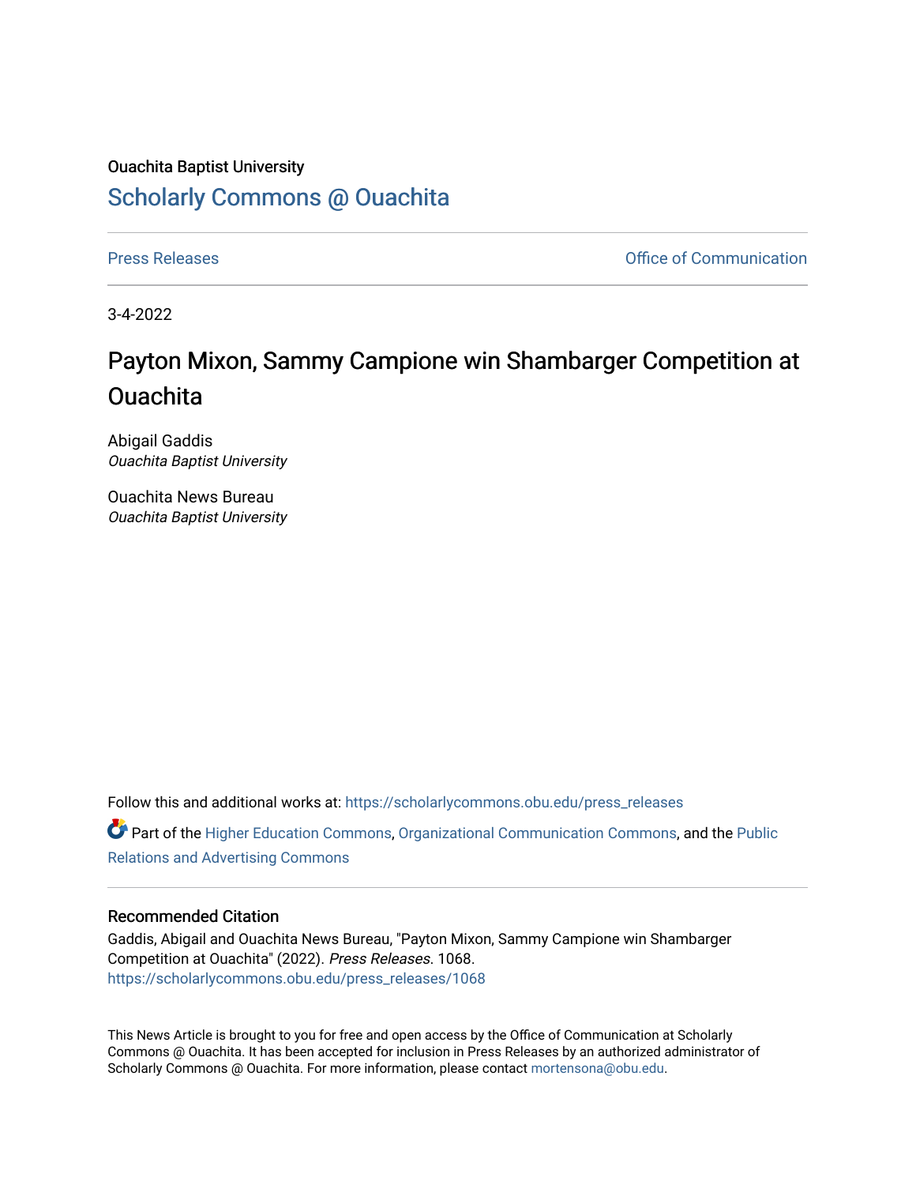Ouachita Baptist University

Scholarly Commons @ Ouachita

Press Releases

Office of Communication

3-4-2022

# Payton Mixon, Sammy Campione win Shamharger Competition at Ouachita

Abigail Gaddis
*Ouachita Baptist University*

Ouachita News Bureau
*Ouachita Baptist University*

Follow this and additional works at: https://scholarlycommons.obu.edu/press_releases

Part of the Higher Education Commons, Organizational Communication Commons, and the Public Relations and Advertising Commons

## Recommended Citation

Gaddis, Abigail and Ouachita News Bureau, "Payton Mixon, Sammy Campione win Shamharger Competition at Ouachita" (2022). *Press Releases*. 1068.
https://scholarlycommons.obu.edu/press_releases/1068

This News Article is brought to you for free and open access by the Office of Communication at Scholarly Commons @ Ouachita. It has been accepted for inclusion in Press Releases by an authorized administrator of Scholarly Commons @ Ouachita. For more information, please contact mortensona@obu.edu.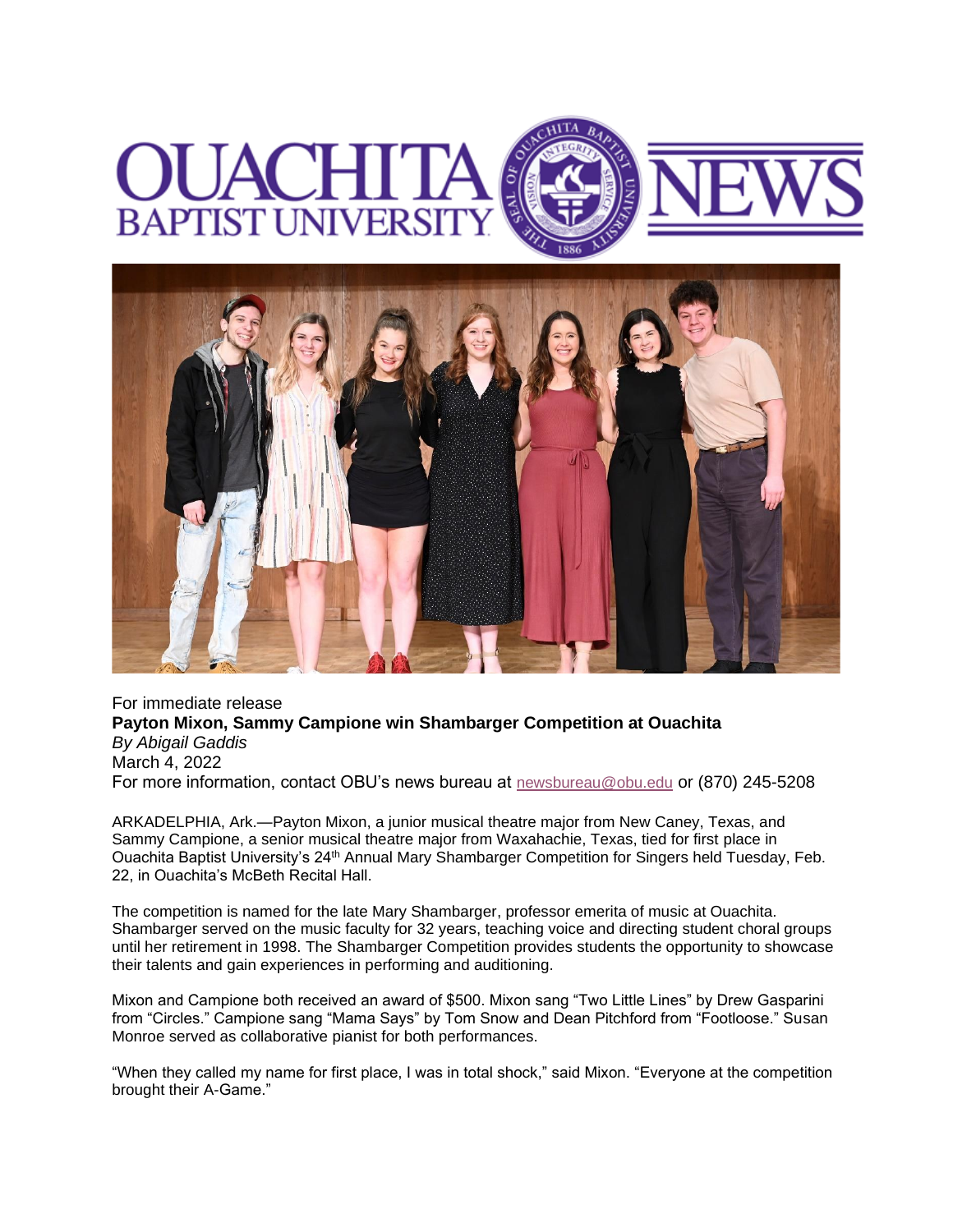For immediate release

**Payton Mixon, Sammy Campione win Shambarger Competition at Ouachita**

*By Abigail Gaddis*

March 4, 2022

For more information, contact OBU's news bureau at newsbureau@obu.edu or (870) 245-5208

ARKADELPHIA, Ark.—Payton Mixon, a junior musical theatre major from New Caney, Texas, and Sammy Campione, a senior musical theatre major from Waxahachie, Texas, tied for first place in Ouachita Baptist University's 24th Annual Mary Shambarger Competition for Singers held Tuesday, Feb. 22, in Ouachita's McBeth Recital Hall.

The competition is named for the late Mary Shambarger, professor emerita of music at Ouachita. Shambarger served on the music faculty for 32 years, teaching voice and directing student choral groups until her retirement in 1998. The Shambarger Competition provides students the opportunity to showcase their talents and gain experiences in performing and auditioning.

Mixon and Campione both received an award of $500. Mixon sang "Two Little Lines" by Drew Gasparini from "Circles." Campione sang "Mama Says" by Tom Snow and Dean Pitchford from "Footloose." Susan Monroe served as collaborative pianist for both performances.

"When they called my name for first place, I was in total shock," said Mixon. "Everyone at the competition brought their A-Game."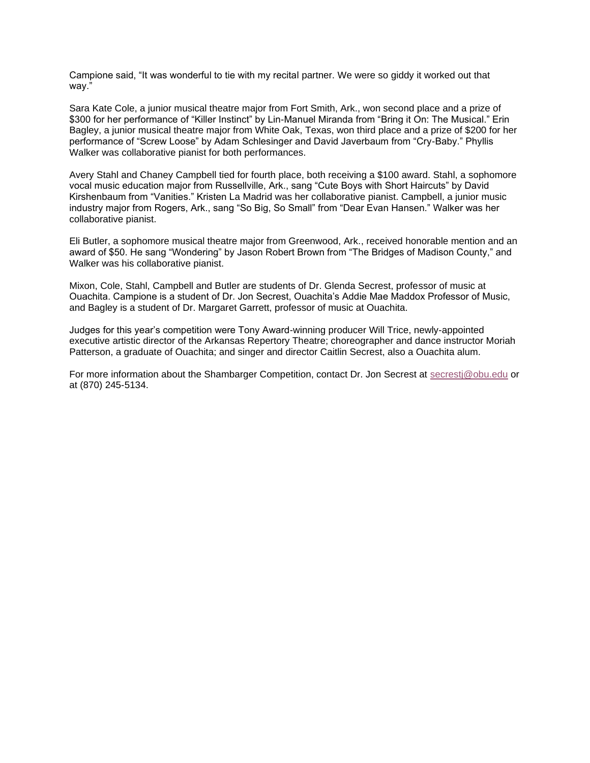Campione said, “It was wonderful to tie with my recital partner. We were so giddy it worked out that way.”

Sara Kate Cole, a junior musical theatre major from Fort Smith, Ark., won second place and a prize of $300 for her performance of “Killer Instinct” by Lin-Manuel Miranda from “Bring it On: The Musical.” Erin Bagley, a junior musical theatre major from White Oak, Texas, won third place and a prize of $200 for her performance of “Screw Loose” by Adam Schlesinger and David Javerbaum from “Cry-Baby.” Phyllis Walker was collaborative pianist for both performances.

Avery Stahl and Chaney Campbell tied for fourth place, both receiving a $100 award. Stahl, a sophomore vocal music education major from Russellville, Ark., sang “Cute Boys with Short Haircuts” by David Kirshenbaum from “Vanities.” Kristen La Madrid was her collaborative pianist. Campbell, a junior music industry major from Rogers, Ark., sang “So Big, So Small” from “Dear Evan Hansen.” Walker was her collaborative pianist.

Eli Butler, a sophomore musical theatre major from Greenwood, Ark., received honorable mention and an award of $50. He sang “Wondering” by Jason Robert Brown from “The Bridges of Madison County,” and Walker was his collaborative pianist.

Mixon, Cole, Stahl, Campbell and Butler are students of Dr. Glenda Secrest, professor of music at Ouachita. Campione is a student of Dr. Jon Secrest, Ouachita’s Addie Mae Maddox Professor of Music, and Bagley is a student of Dr. Margaret Garrett, professor of music at Ouachita.

Judges for this year’s competition were Tony Award-winning producer Will Trice, newly-appointed executive artistic director of the Arkansas Repertory Theatre; choreographer and dance instructor Moriah Patterson, a graduate of Ouachita; and singer and director Caitlin Secrest, also a Ouachita alum.

For more information about the Shambarger Competition, contact Dr. Jon Secrest at secrestj@obu.edu or at (870) 245-5134.